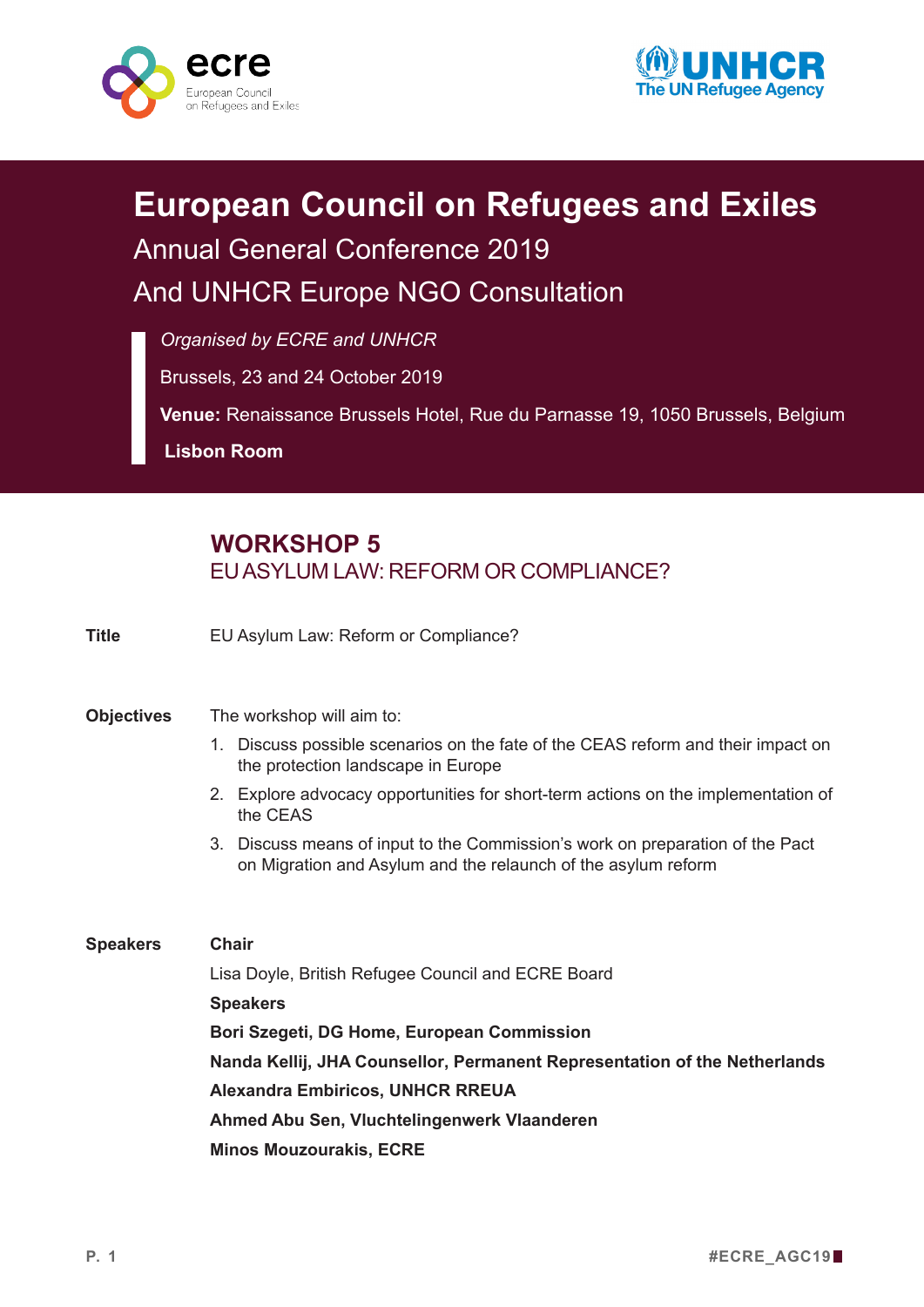# European Council on Refugees and Exiles

## Annual General Conference 2019

## And UNHCR Europe NGO Consultation

*Organised by ECRE and UNHCR*

Brussels, 23 and 24 October 2019

**Venue:** Renaissance Brussels Hotel, Rue du Parnasse 19, 1050 Brussels, Belgium

**Lisbon Room**

## WORKSHOP 5

EU ASYLUM LAW: REFORM OR COMPLIANCE?

**Title**

EU Asylum Law: Reform or Compliance?

**Objectives**

The workshop will aim to:

1. Discuss possible scenarios on the fate of the CEAS reform and their impact on the protection landscape in Europe
2. Explore advocacy opportunities for short-term actions on the implementation of the CEAS
3. Discuss means of input to the Commission's work on preparation of the Pact on Migration and Asylum and the relaunch of the asylum reform

**Speakers**

**Chair**

Lisa Doyle, British Refugee Council and ECRE Board

**Speakers**

**Bori Szegeti, DG Home, European Commission**

**Nanda Kellij, JHA Counsellor, Permanent Representation of the Netherlands**

**Alexandra Embiricos, UNHCR RREUA**

**Ahmed Abu Sen, Vluchtelingenwerk Vlaanderen**

**Minos Mouzourakis, ECRE**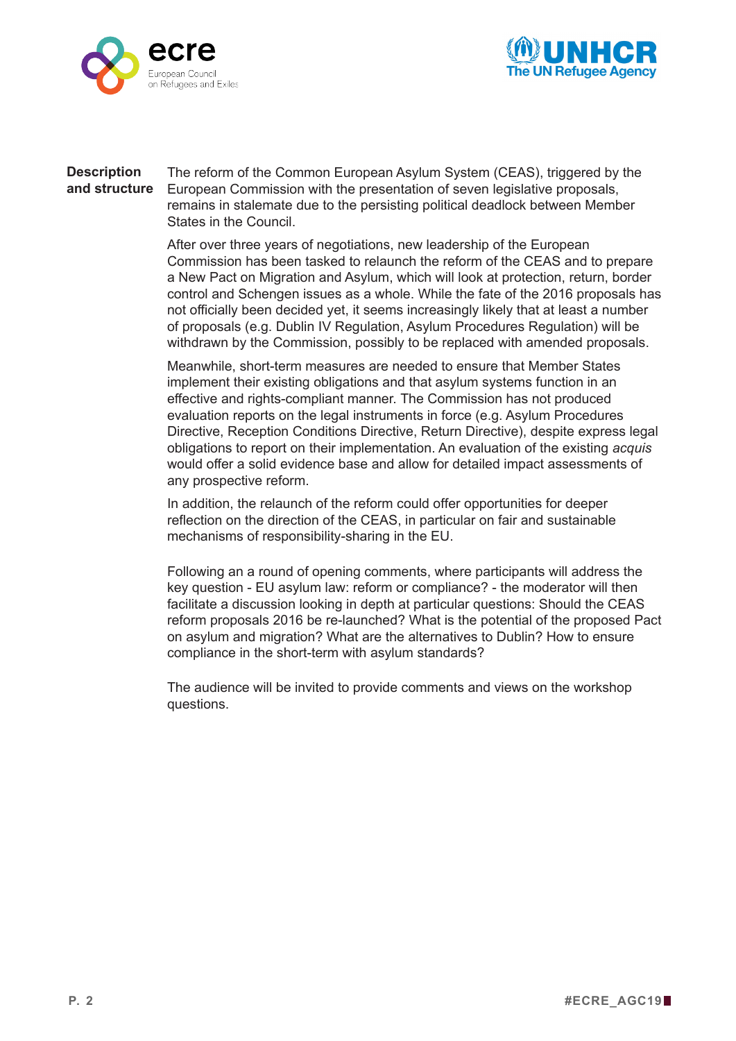**Description and structure**

The reform of the Common European Asylum System (CEAS), triggered by the European Commission with the presentation of seven legislative proposals, remains in stalemate due to the persisting political deadlock between Member States in the Council.

After over three years of negotiations, new leadership of the European Commission has been tasked to relaunch the reform of the CEAS and to prepare a New Pact on Migration and Asylum, which will look at protection, return, border control and Schengen issues as a whole. While the fate of the 2016 proposals has not officially been decided yet, it seems increasingly likely that at least a number of proposals (e.g. Dublin IV Regulation, Asylum Procedures Regulation) will be withdrawn by the Commission, possibly to be replaced with amended proposals.

Meanwhile, short-term measures are needed to ensure that Member States implement their existing obligations and that asylum systems function in an effective and rights-compliant manner. The Commission has not produced evaluation reports on the legal instruments in force (e.g. Asylum Procedures Directive, Reception Conditions Directive, Return Directive), despite express legal obligations to report on their implementation. An evaluation of the existing *acquis* would offer a solid evidence base and allow for detailed impact assessments of any prospective reform.

In addition, the relaunch of the reform could offer opportunities for deeper reflection on the direction of the CEAS, in particular on fair and sustainable mechanisms of responsibility-sharing in the EU.

Following an a round of opening comments, where participants will address the key question - EU asylum law: reform or compliance? - the moderator will then facilitate a discussion looking in depth at particular questions: Should the CEAS reform proposals 2016 be re-launched? What is the potential of the proposed Pact on asylum and migration? What are the alternatives to Dublin? How to ensure compliance in the short-term with asylum standards?

The audience will be invited to provide comments and views on the workshop questions.